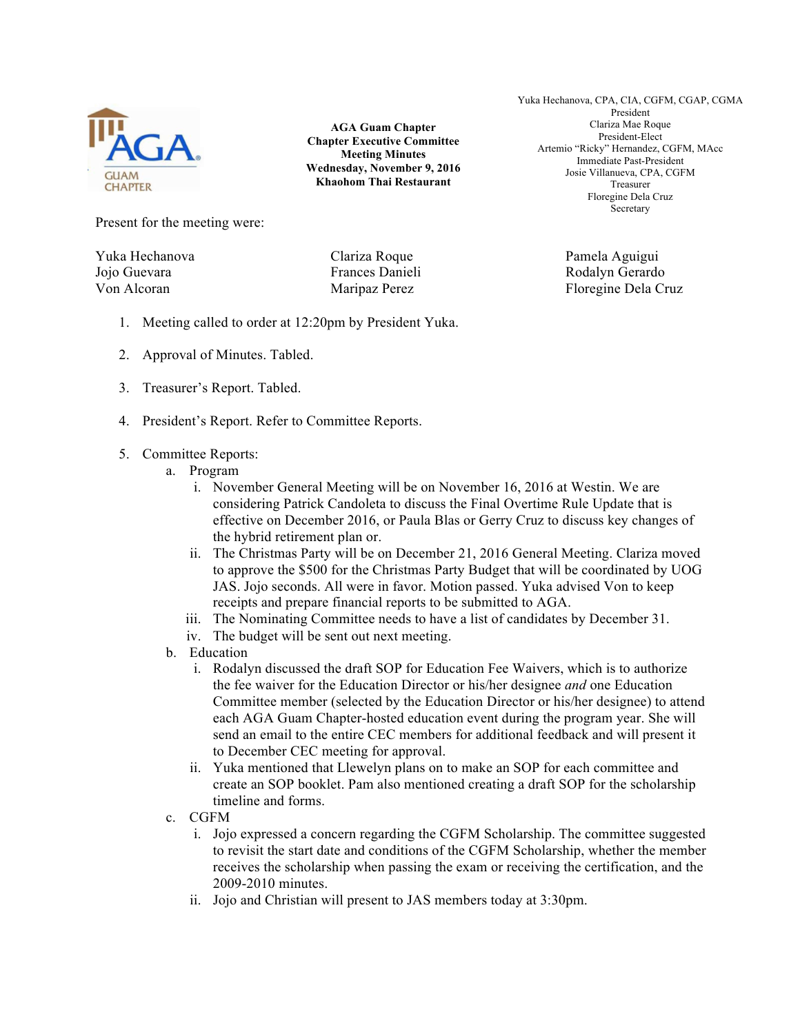**AGA Guam Chapter**
**Chapter Executive Committee**
**Meeting Minutes**
**Wednesday, November 9, 2016**
**Khaohom Thai Restaurant**

Yuka Hechanova, CPA, CIA, CGFM, CGAP, CGMA
President
Clariza Mae Roque
President-Elect
Artemio "Ricky" Hernandez, CGFM, MAcc
Immediate Past-President
Josie Villanueva, CPA, CGFM
Treasurer
Floregine Dela Cruz
Secretary

Present for the meeting were:

Yuka Hechanova
Jojo Guevara
Von Alcoran
Clariza Roque
Frances Danieli
Maripaz Perez
Pamela Aguigui
Rodalyn Gerardo
Floregine Dela Cruz

1. Meeting called to order at 12:20pm by President Yuka.

2. Approval of Minutes. Tabled.

3. Treasurer's Report. Tabled.

4. President's Report. Refer to Committee Reports.

5. Committee Reports:
   a. Program
      i. November General Meeting will be on November 16, 2016 at Westin. We are considering Patrick Candoleta to discuss the Final Overtime Rule Update that is effective on December 2016, or Paula Blas or Gerry Cruz to discuss key changes of the hybrid retirement plan or.
      ii. The Christmas Party will be on December 21, 2016 General Meeting. Clariza moved to approve the $500 for the Christmas Party Budget that will be coordinated by UOG JAS. Jojo seconds. All were in favor. Motion passed. Yuka advised Von to keep receipts and prepare financial reports to be submitted to AGA.
      iii. The Nominating Committee needs to have a list of candidates by December 31.
      iv. The budget will be sent out next meeting.
   b. Education
      i. Rodalyn discussed the draft SOP for Education Fee Waivers, which is to authorize the fee waiver for the Education Director or his/her designee *and* one Education Committee member (selected by the Education Director or his/her designee) to attend each AGA Guam Chapter-hosted education event during the program year. She will send an email to the entire CEC members for additional feedback and will present it to December CEC meeting for approval.
      ii. Yuka mentioned that Llewelyn plans on to make an SOP for each committee and create an SOP booklet. Pam also mentioned creating a draft SOP for the scholarship timeline and forms.
   c. CGFM
      i. Jojo expressed a concern regarding the CGFM Scholarship. The committee suggested to revisit the start date and conditions of the CGFM Scholarship, whether the member receives the scholarship when passing the exam or receiving the certification, and the 2009-2010 minutes.
      ii. Jojo and Christian will present to JAS members today at 3:30pm.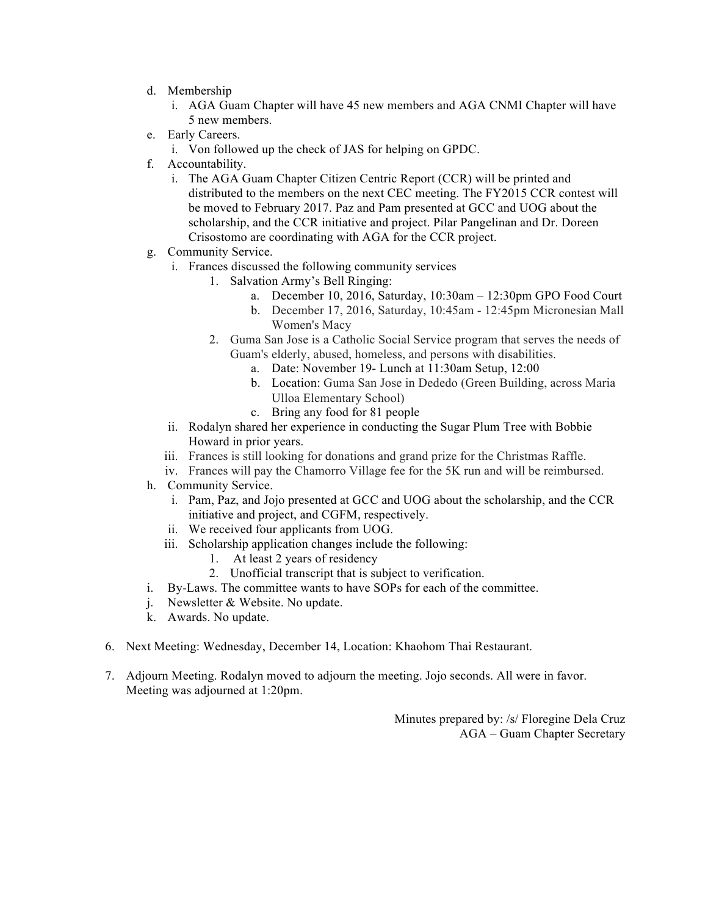d. Membership
   i. AGA Guam Chapter will have 45 new members and AGA CNMI Chapter will have 5 new members.
e. Early Careers.
   i. Von followed up the check of JAS for helping on GPDC.
f. Accountability.
   i. The AGA Guam Chapter Citizen Centric Report (CCR) will be printed and distributed to the members on the next CEC meeting. The FY2015 CCR contest will be moved to February 2017. Paz and Pam presented at GCC and UOG about the scholarship, and the CCR initiative and project. Pilar Pangelinan and Dr. Doreen Crisostomo are coordinating with AGA for the CCR project.
g. Community Service.
   i. Frances discussed the following community services
      1. Salvation Army's Bell Ringing:
         a. December 10, 2016, Saturday, 10:30am – 12:30pm GPO Food Court
         b. December 17, 2016, Saturday, 10:45am - 12:45pm Micronesian Mall Women's Macy
      2. Guma San Jose is a Catholic Social Service program that serves the needs of Guam's elderly, abused, homeless, and persons with disabilities.
         a. Date: November 19- Lunch at 11:30am Setup, 12:00
         b. Location: Guma San Jose in Dededo (Green Building, across Maria Ulloa Elementary School)
         c. Bring any food for 81 people
   ii. Rodalyn shared her experience in conducting the Sugar Plum Tree with Bobbie Howard in prior years.
   iii. Frances is still looking for donations and grand prize for the Christmas Raffle.
   iv. Frances will pay the Chamorro Village fee for the 5K run and will be reimbursed.
h. Community Service.
   i. Pam, Paz, and Jojo presented at GCC and UOG about the scholarship, and the CCR initiative and project, and CGFM, respectively.
   ii. We received four applicants from UOG.
   iii. Scholarship application changes include the following:
      1. At least 2 years of residency
      2. Unofficial transcript that is subject to verification.
i. By-Laws. The committee wants to have SOPs for each of the committee.
j. Newsletter & Website. No update.
k. Awards. No update.

6. Next Meeting: Wednesday, December 14, Location: Khaohom Thai Restaurant.

7. Adjourn Meeting. Rodalyn moved to adjourn the meeting. Jojo seconds. All were in favor. Meeting was adjourned at 1:20pm.

Minutes prepared by: /s/ Floregine Dela Cruz
AGA – Guam Chapter Secretary